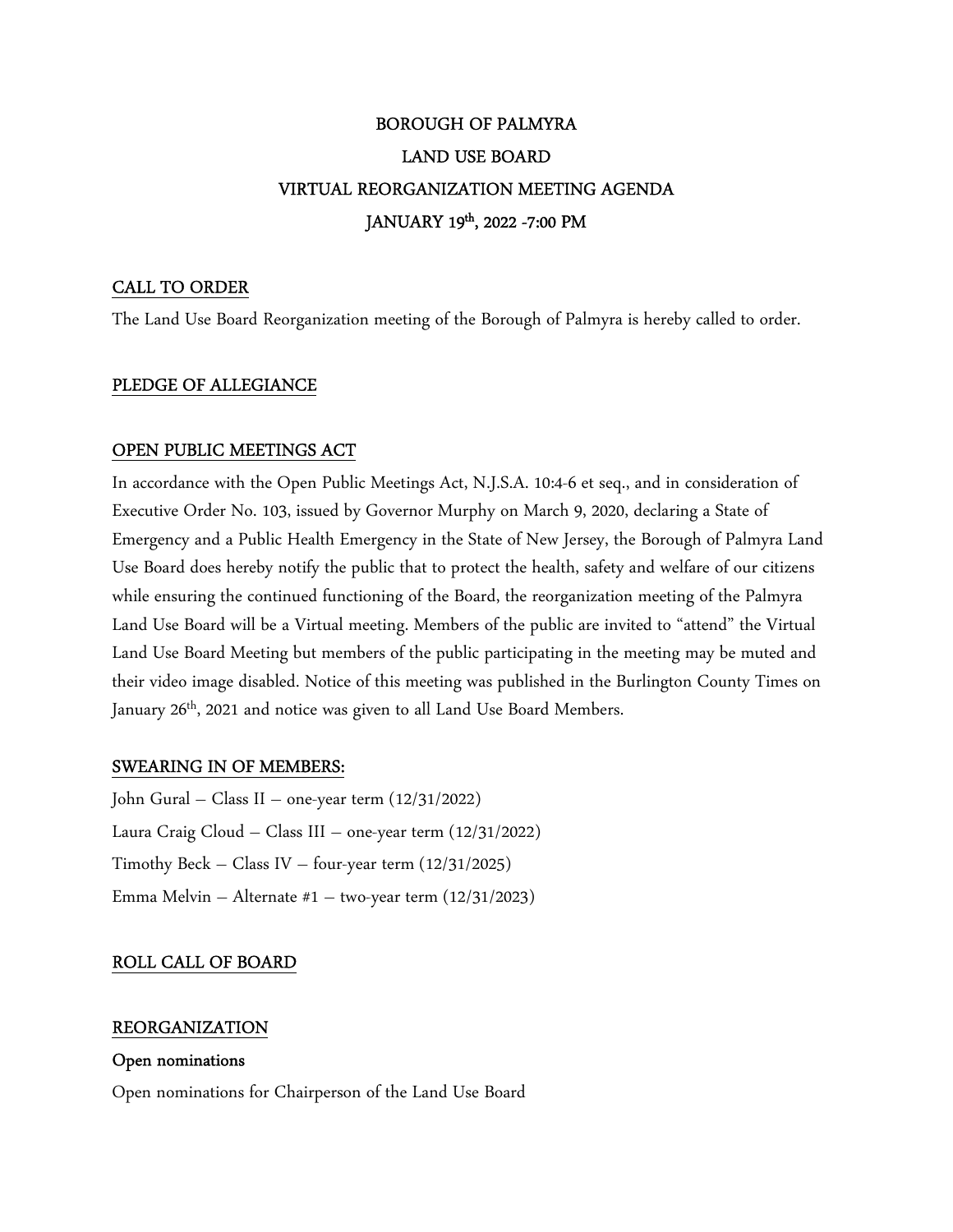# BOROUGH OF PALMYRA
# LAND USE BOARD
# VIRTUAL REORGANIZATION MEETING AGENDA
# JANUARY 19th, 2022 -7:00 PM

## CALL TO ORDER

The Land Use Board Reorganization meeting of the Borough of Palmyra is hereby called to order.

## PLEDGE OF ALLEGIANCE

## OPEN PUBLIC MEETINGS ACT

In accordance with the Open Public Meetings Act, N.J.S.A. 10:4-6 et seq., and in consideration of Executive Order No. 103, issued by Governor Murphy on March 9, 2020, declaring a State of Emergency and a Public Health Emergency in the State of New Jersey, the Borough of Palmyra Land Use Board does hereby notify the public that to protect the health, safety and welfare of our citizens while ensuring the continued functioning of the Board, the reorganization meeting of the Palmyra Land Use Board will be a Virtual meeting. Members of the public are invited to "attend" the Virtual Land Use Board Meeting but members of the public participating in the meeting may be muted and their video image disabled. Notice of this meeting was published in the Burlington County Times on January 26th, 2021 and notice was given to all Land Use Board Members.

## SWEARING IN OF MEMBERS:

John Gural – Class II – one-year term (12/31/2022)

Laura Craig Cloud – Class III – one-year term (12/31/2022)

Timothy Beck – Class IV – four-year term (12/31/2025)

Emma Melvin – Alternate #1 – two-year term (12/31/2023)

## ROLL CALL OF BOARD

## REORGANIZATION

**Open nominations**

Open nominations for Chairperson of the Land Use Board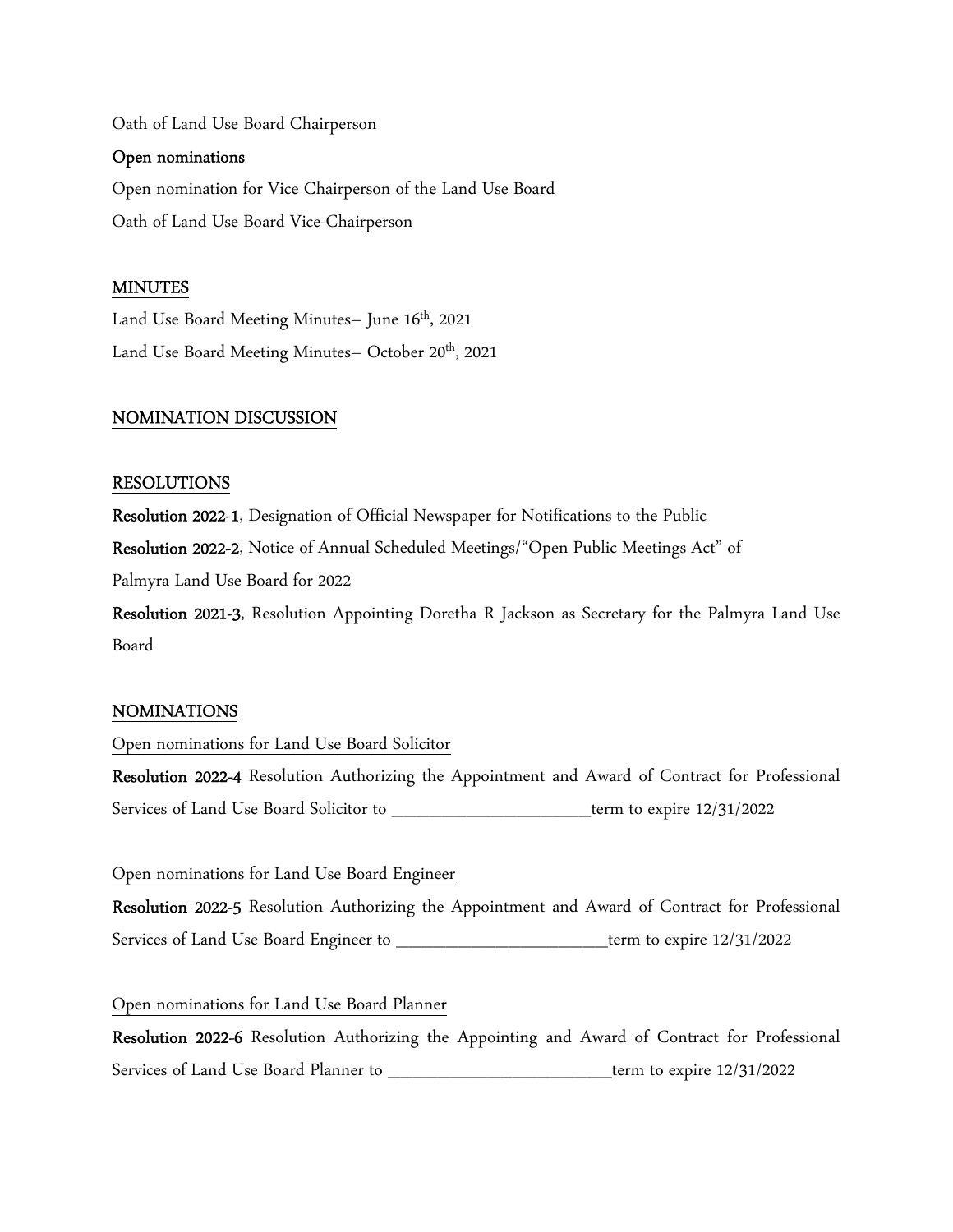Oath of Land Use Board Chairperson

**Open nominations**

Open nomination for Vice Chairperson of the Land Use Board

Oath of Land Use Board Vice-Chairperson

## MINUTES

Land Use Board Meeting Minutes– June 16th, 2021

Land Use Board Meeting Minutes– October 20th, 2021

## NOMINATION DISCUSSION

## RESOLUTIONS

**Resolution 2022-1**, Designation of Official Newspaper for Notifications to the Public

**Resolution 2022-2**, Notice of Annual Scheduled Meetings/"Open Public Meetings Act" of Palmyra Land Use Board for 2022

**Resolution 2021-3**, Resolution Appointing Doretha R Jackson as Secretary for the Palmyra Land Use Board

## NOMINATIONS

Open nominations for Land Use Board Solicitor

**Resolution 2022-4** Resolution Authorizing the Appointment and Award of Contract for Professional Services of Land Use Board Solicitor to ________________________term to expire 12/31/2022

Open nominations for Land Use Board Engineer

**Resolution 2022-5** Resolution Authorizing the Appointment and Award of Contract for Professional Services of Land Use Board Engineer to __________________________term to expire 12/31/2022

Open nominations for Land Use Board Planner

**Resolution 2022-6** Resolution Authorizing the Appointing and Award of Contract for Professional Services of Land Use Board Planner to ___________________________term to expire 12/31/2022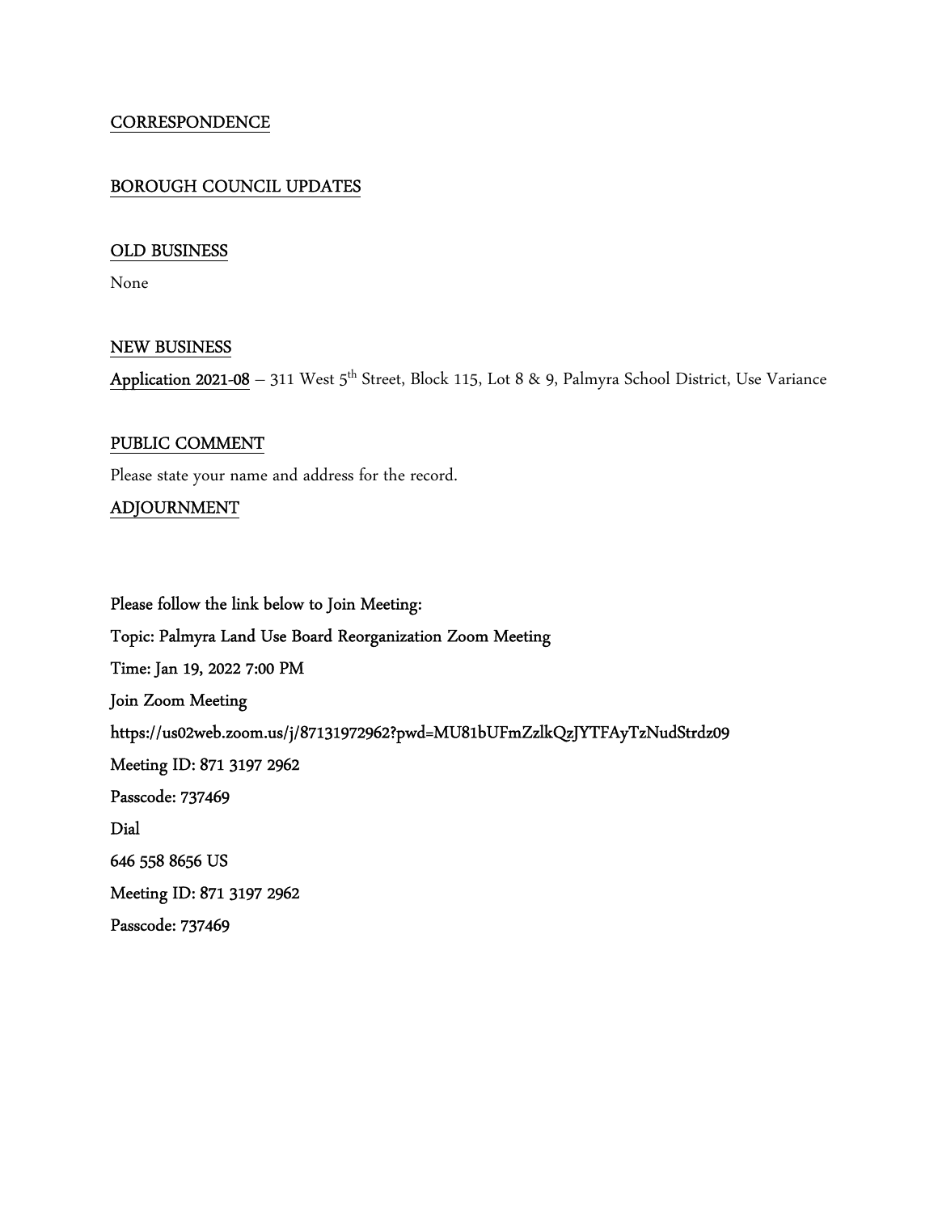## CORRESPONDENCE

## BOROUGH COUNCIL UPDATES

## OLD BUSINESS

None

## NEW BUSINESS

**Application 2021-08** – 311 West 5th Street, Block 115, Lot 8 & 9, Palmyra School District, Use Variance

## PUBLIC COMMENT

Please state your name and address for the record.

## ADJOURNMENT

**Please follow the link below to Join Meeting:**

**Topic: Palmyra Land Use Board Reorganization Zoom Meeting**

**Time: Jan 19, 2022 7:00 PM**

**Join Zoom Meeting**

**https://us02web.zoom.us/j/87131972962?pwd=MU81bUFmZzlkQzJYTFAyTzNudStrdz09**

**Meeting ID: 871 3197 2962**

**Passcode: 737469**

**Dial**

**646 558 8656 US**

**Meeting ID: 871 3197 2962**

**Passcode: 737469**